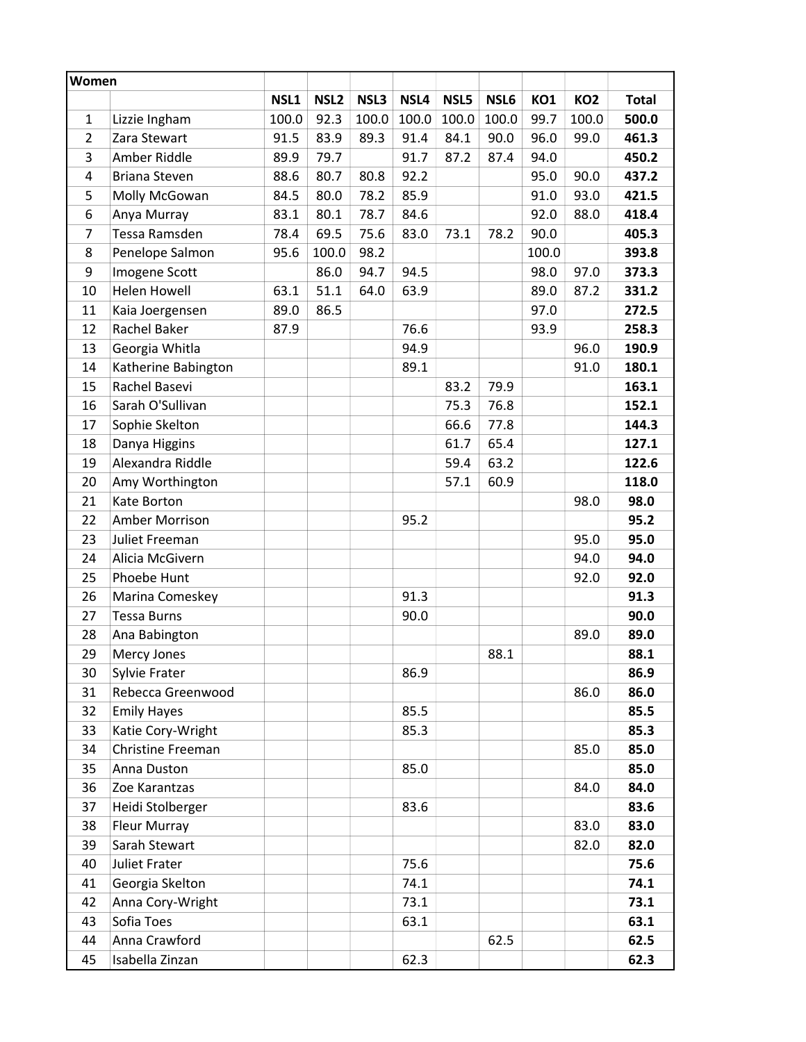| Women | | | | | | | | | | |
|---|---|---|---|---|---|---|---|---|---|---|
| | | **NSL1** | **NSL2** | **NSL3** | **NSL4** | **NSL5** | **NSL6** | **KO1** | **KO2** | **Total** |
| 1 | Lizzie Ingham | 100.0 | 92.3 | 100.0 | 100.0 | 100.0 | 100.0 | 99.7 | 100.0 | **500.0** |
| 2 | Zara Stewart | 91.5 | 83.9 | 89.3 | 91.4 | 84.1 | 90.0 | 96.0 | 99.0 | **461.3** |
| 3 | Amber Riddle | 89.9 | 79.7 | | 91.7 | 87.2 | 87.4 | 94.0 | | **450.2** |
| 4 | Briana Steven | 88.6 | 80.7 | 80.8 | 92.2 | | | 95.0 | 90.0 | **437.2** |
| 5 | Molly McGowan | 84.5 | 80.0 | 78.2 | 85.9 | | | 91.0 | 93.0 | **421.5** |
| 6 | Anya Murray | 83.1 | 80.1 | 78.7 | 84.6 | | | 92.0 | 88.0 | **418.4** |
| 7 | Tessa Ramsden | 78.4 | 69.5 | 75.6 | 83.0 | 73.1 | 78.2 | 90.0 | | **405.3** |
| 8 | Penelope Salmon | 95.6 | 100.0 | 98.2 | | | | 100.0 | | **393.8** |
| 9 | Imogene Scott | | 86.0 | 94.7 | 94.5 | | | 98.0 | 97.0 | **373.3** |
| 10 | Helen Howell | 63.1 | 51.1 | 64.0 | 63.9 | | | 89.0 | 87.2 | **331.2** |
| 11 | Kaia Joergensen | 89.0 | 86.5 | | | | | 97.0 | | **272.5** |
| 12 | Rachel Baker | 87.9 | | | 76.6 | | | 93.9 | | **258.3** |
| 13 | Georgia Whitla | | | | 94.9 | | | | 96.0 | **190.9** |
| 14 | Katherine Babington | | | | 89.1 | | | | 91.0 | **180.1** |
| 15 | Rachel Basevi | | | | | 83.2 | 79.9 | | | **163.1** |
| 16 | Sarah O'Sullivan | | | | | 75.3 | 76.8 | | | **152.1** |
| 17 | Sophie Skelton | | | | | 66.6 | 77.8 | | | **144.3** |
| 18 | Danya Higgins | | | | | 61.7 | 65.4 | | | **127.1** |
| 19 | Alexandra Riddle | | | | | 59.4 | 63.2 | | | **122.6** |
| 20 | Amy Worthington | | | | | 57.1 | 60.9 | | | **118.0** |
| 21 | Kate Borton | | | | | | | | 98.0 | **98.0** |
| 22 | Amber Morrison | | | | 95.2 | | | | | **95.2** |
| 23 | Juliet Freeman | | | | | | | | 95.0 | **95.0** |
| 24 | Alicia McGivern | | | | | | | | 94.0 | **94.0** |
| 25 | Phoebe Hunt | | | | | | | | 92.0 | **92.0** |
| 26 | Marina Comeskey | | | | 91.3 | | | | | **91.3** |
| 27 | Tessa Burns | | | | 90.0 | | | | | **90.0** |
| 28 | Ana Babington | | | | | | | | 89.0 | **89.0** |
| 29 | Mercy Jones | | | | | | 88.1 | | | **88.1** |
| 30 | Sylvie Frater | | | | 86.9 | | | | | **86.9** |
| 31 | Rebecca Greenwood | | | | | | | | 86.0 | **86.0** |
| 32 | Emily Hayes | | | | 85.5 | | | | | **85.5** |
| 33 | Katie Cory-Wright | | | | 85.3 | | | | | **85.3** |
| 34 | Christine Freeman | | | | | | | | 85.0 | **85.0** |
| 35 | Anna Duston | | | | 85.0 | | | | | **85.0** |
| 36 | Zoe Karantzas | | | | | | | | 84.0 | **84.0** |
| 37 | Heidi Stolberger | | | | 83.6 | | | | | **83.6** |
| 38 | Fleur Murray | | | | | | | | 83.0 | **83.0** |
| 39 | Sarah Stewart | | | | | | | | 82.0 | **82.0** |
| 40 | Juliet Frater | | | | 75.6 | | | | | **75.6** |
| 41 | Georgia Skelton | | | | 74.1 | | | | | **74.1** |
| 42 | Anna Cory-Wright | | | | 73.1 | | | | | **73.1** |
| 43 | Sofia Toes | | | | 63.1 | | | | | **63.1** |
| 44 | Anna Crawford | | | | | | 62.5 | | | **62.5** |
| 45 | Isabella Zinzan | | | | 62.3 | | | | | **62.3** |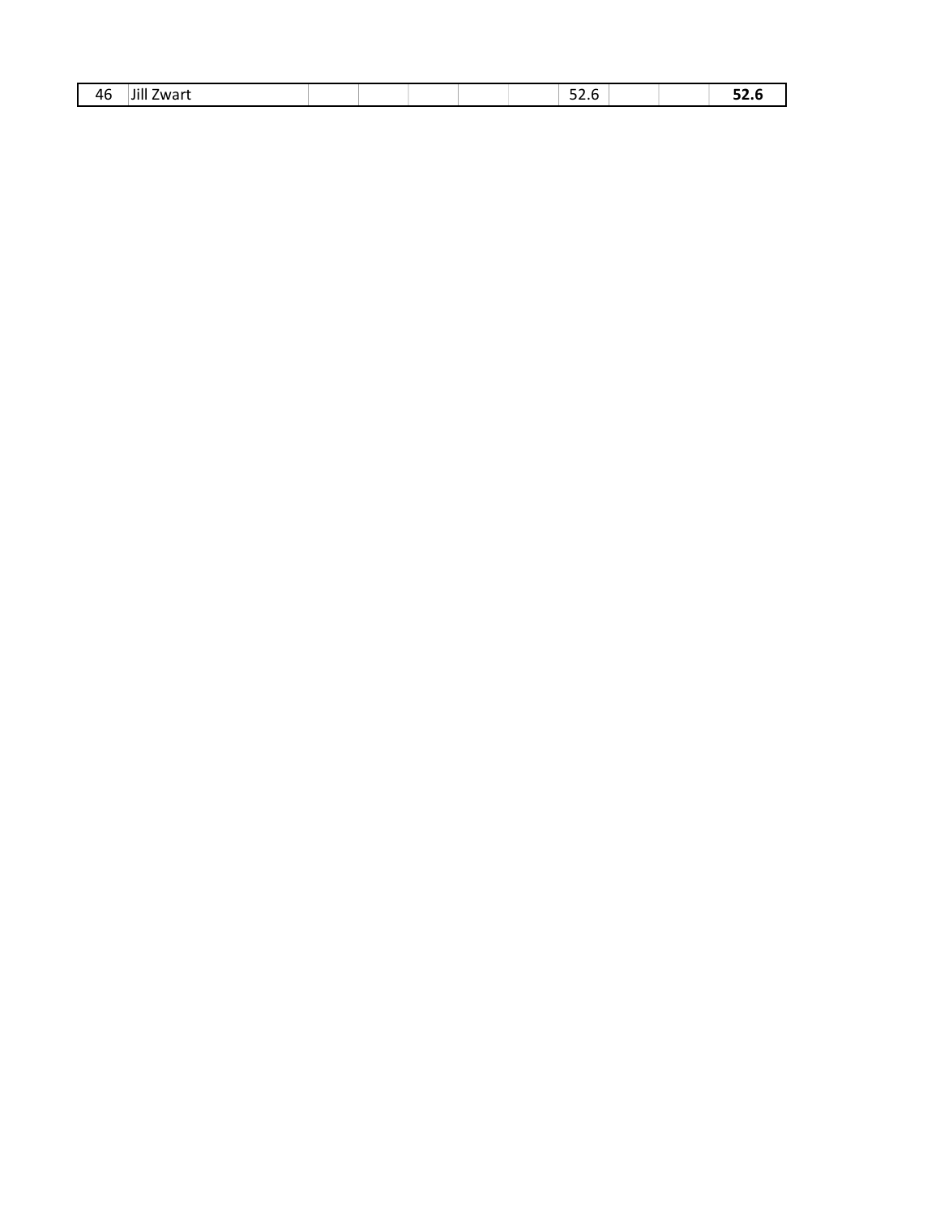| | | | | | | | | | | |
|---|---|---|---|---|---|---|---|---|---|---|
| 46 | Jill Zwart | | | | | | 52.6 | | | **52.6** |